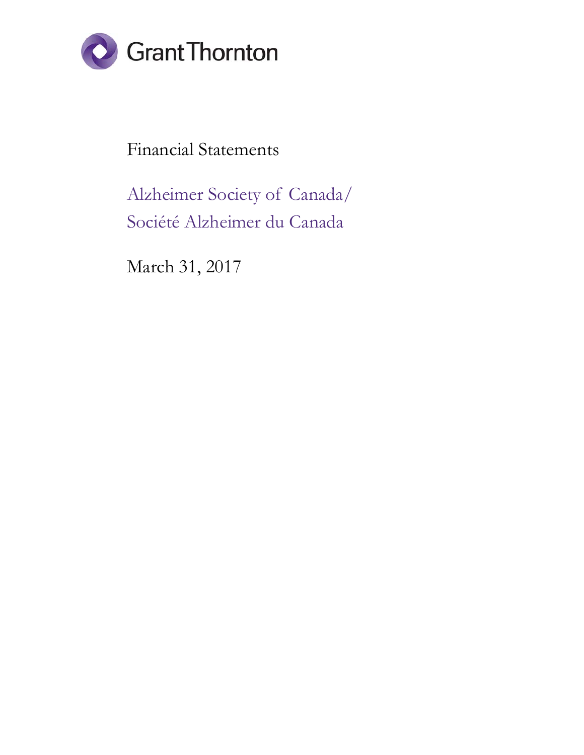Grant Thornton

Financial Statements

# Alzheimer Society of Canada/ Société Alzheimer du Canada

March 31, 2017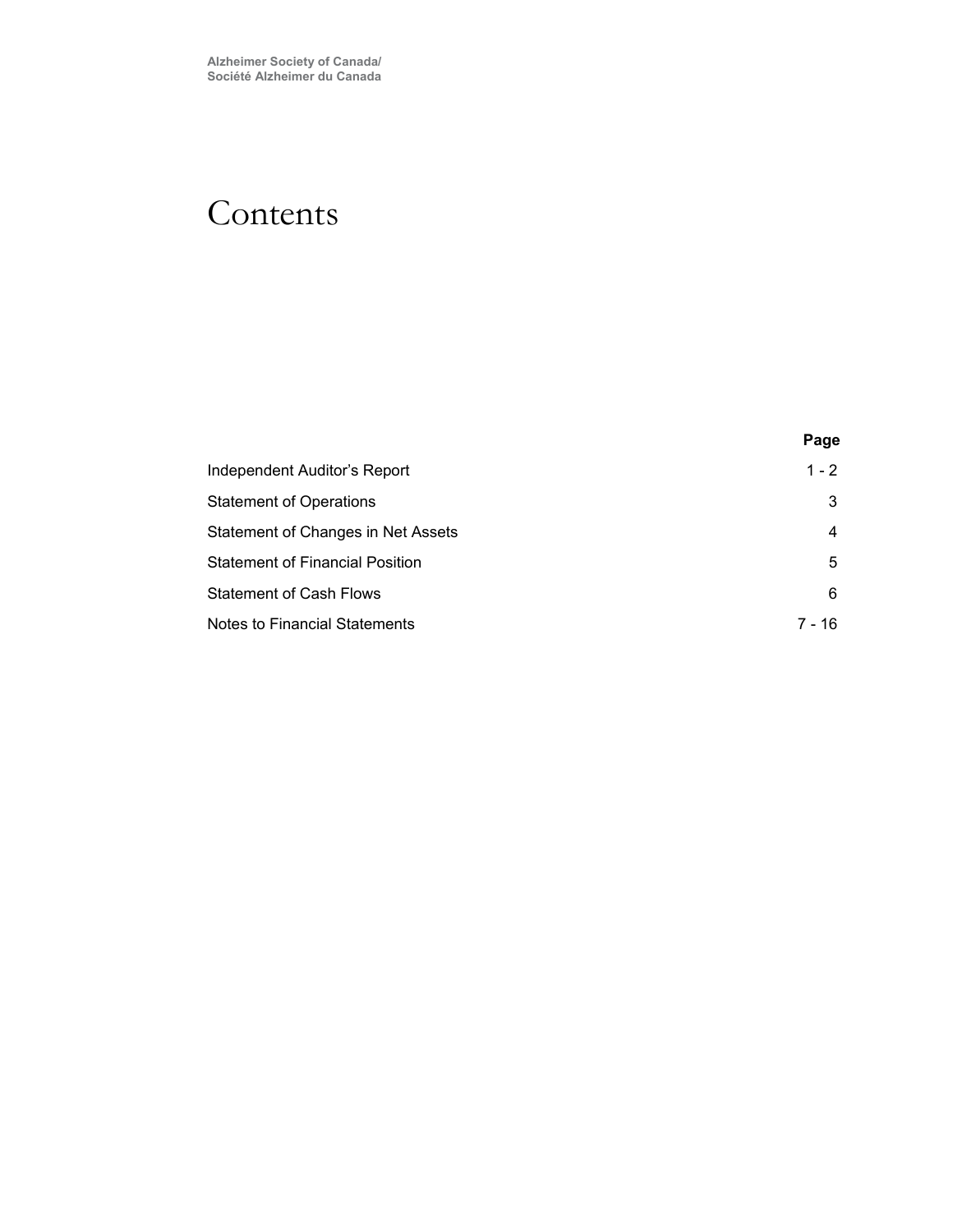Alzheimer Society of Canada/
Société Alzheimer du Canada

# Contents

| | Page |
|---|---|
| Independent Auditor's Report | 1 - 2 |
| Statement of Operations | 3 |
| Statement of Changes in Net Assets | 4 |
| Statement of Financial Position | 5 |
| Statement of Cash Flows | 6 |
| Notes to Financial Statements | 7 - 16 |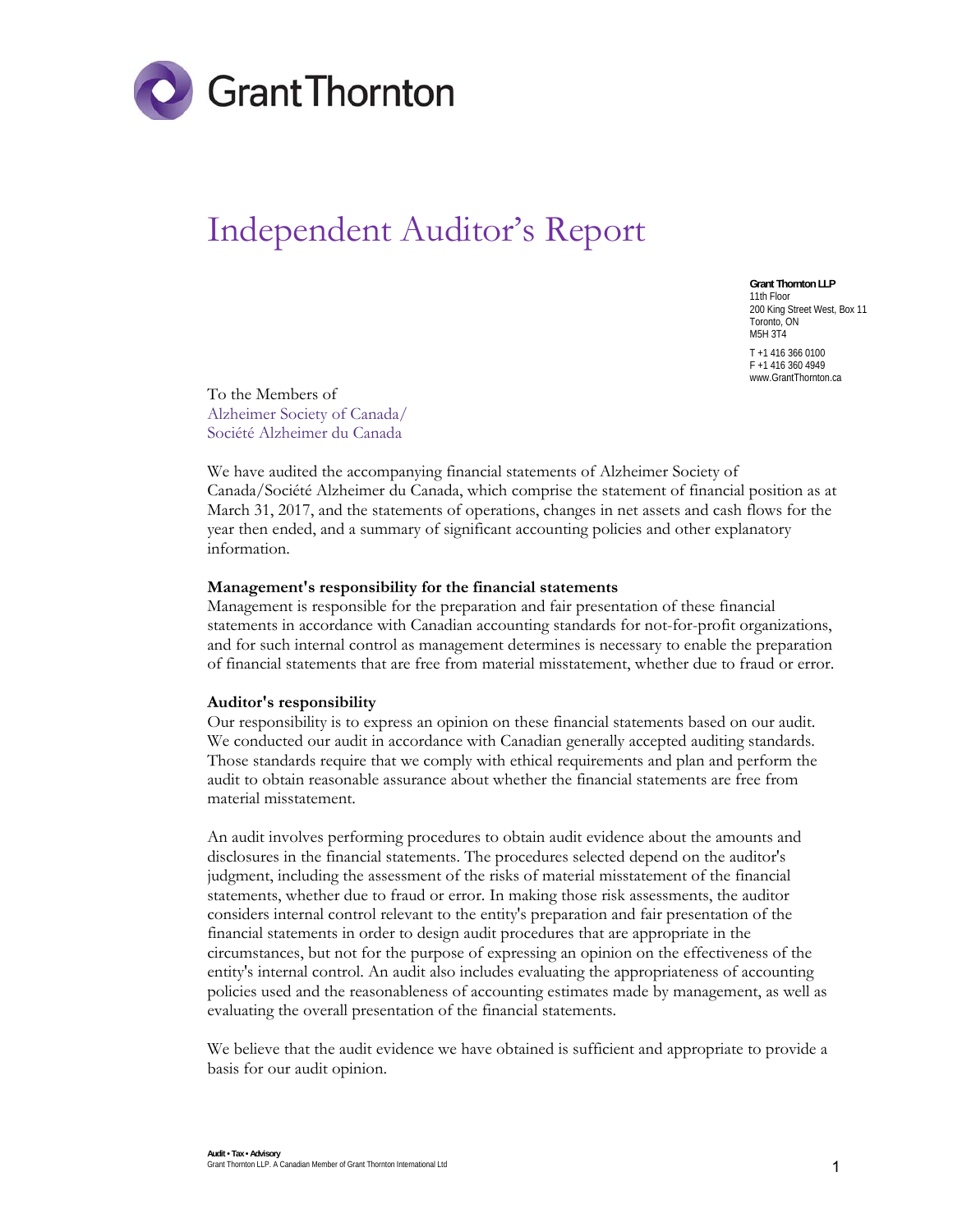# Independent Auditor's Report

**Grant Thornton LLP**
11th Floor
200 King Street West, Box 11
Toronto, ON
M5H 3T4

T +1 416 366 0100
F +1 416 360 4949
www.GrantThornton.ca

To the Members of
Alzheimer Society of Canada/
Société Alzheimer du Canada

We have audited the accompanying financial statements of Alzheimer Society of Canada/Société Alzheimer du Canada, which comprise the statement of financial position as at March 31, 2017, and the statements of operations, changes in net assets and cash flows for the year then ended, and a summary of significant accounting policies and other explanatory information.

**Management's responsibility for the financial statements**

Management is responsible for the preparation and fair presentation of these financial statements in accordance with Canadian accounting standards for not-for-profit organizations, and for such internal control as management determines is necessary to enable the preparation of financial statements that are free from material misstatement, whether due to fraud or error.

**Auditor's responsibility**

Our responsibility is to express an opinion on these financial statements based on our audit. We conducted our audit in accordance with Canadian generally accepted auditing standards. Those standards require that we comply with ethical requirements and plan and perform the audit to obtain reasonable assurance about whether the financial statements are free from material misstatement.

An audit involves performing procedures to obtain audit evidence about the amounts and disclosures in the financial statements. The procedures selected depend on the auditor's judgment, including the assessment of the risks of material misstatement of the financial statements, whether due to fraud or error. In making those risk assessments, the auditor considers internal control relevant to the entity's preparation and fair presentation of the financial statements in order to design audit procedures that are appropriate in the circumstances, but not for the purpose of expressing an opinion on the effectiveness of the entity's internal control. An audit also includes evaluating the appropriateness of accounting policies used and the reasonableness of accounting estimates made by management, as well as evaluating the overall presentation of the financial statements.

We believe that the audit evidence we have obtained is sufficient and appropriate to provide a basis for our audit opinion.

**Audit • Tax • Advisory**
Grant Thornton LLP. A Canadian Member of Grant Thornton International Ltd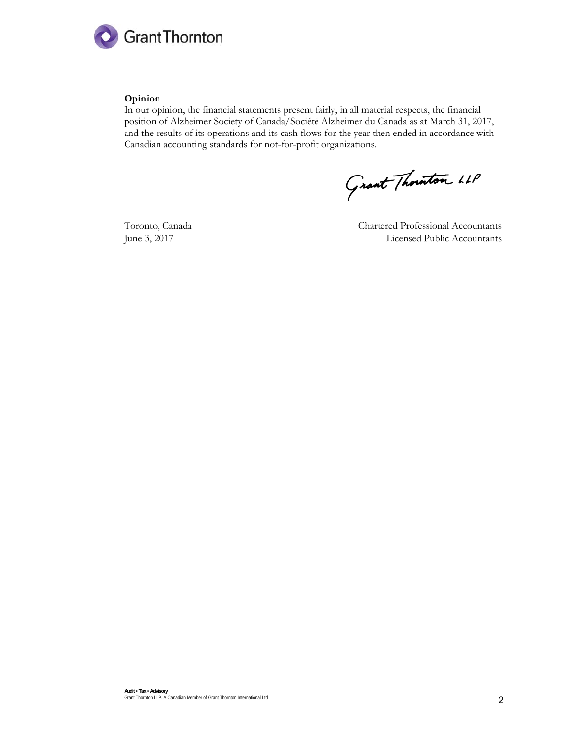**Opinion**

In our opinion, the financial statements present fairly, in all material respects, the financial position of Alzheimer Society of Canada/Société Alzheimer du Canada as at March 31, 2017, and the results of its operations and its cash flows for the year then ended in accordance with Canadian accounting standards for not-for-profit organizations.

Grant Thornton LLP

Toronto, Canada
June 3, 2017

Chartered Professional Accountants
Licensed Public Accountants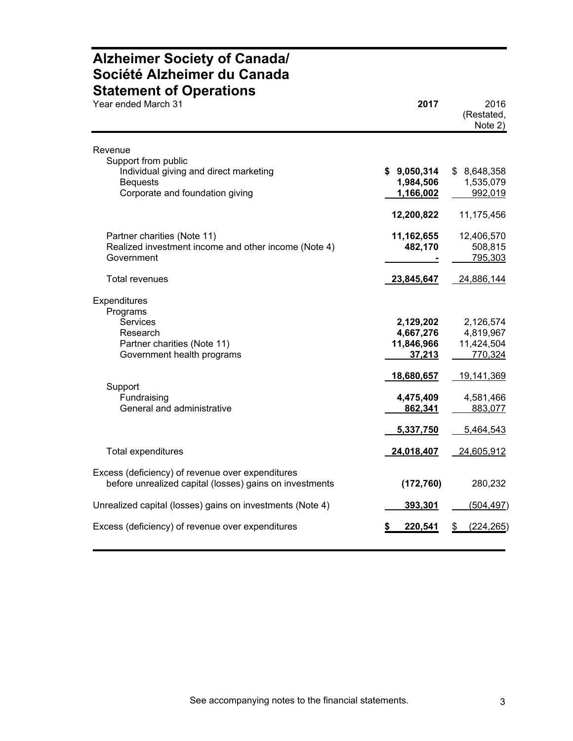# Alzheimer Society of Canada/ Société Alzheimer du Canada
## Statement of Operations

| Year ended March 31 | 2017 | 2016 (Restated, Note 2) |
|---|---|---|
| Revenue | | |
| Support from public | | |
| Individual giving and direct marketing | $ 9,050,314 | $ 8,648,358 |
| Bequests | 1,984,506 | 1,535,079 |
| Corporate and foundation giving | 1,166,002 | 992,019 |
| | 12,200,822 | 11,175,456 |
| Partner charities (Note 11) | 11,162,655 | 12,406,570 |
| Realized investment income and other income (Note 4) | 482,170 | 508,815 |
| Government | - | 795,303 |
| Total revenues | 23,845,647 | 24,886,144 |
| Expenditures | | |
| Programs | | |
| Services | 2,129,202 | 2,126,574 |
| Research | 4,667,276 | 4,819,967 |
| Partner charities (Note 11) | 11,846,966 | 11,424,504 |
| Government health programs | 37,213 | 770,324 |
| | 18,680,657 | 19,141,369 |
| Support | | |
| Fundraising | 4,475,409 | 4,581,466 |
| General and administrative | 862,341 | 883,077 |
| | 5,337,750 | 5,464,543 |
| Total expenditures | 24,018,407 | 24,605,912 |
| Excess (deficiency) of revenue over expenditures before unrealized capital (losses) gains on investments | (172,760) | 280,232 |
| Unrealized capital (losses) gains on investments (Note 4) | 393,301 | (504,497) |
| Excess (deficiency) of revenue over expenditures | $ 220,541 | $ (224,265) |

See accompanying notes to the financial statements.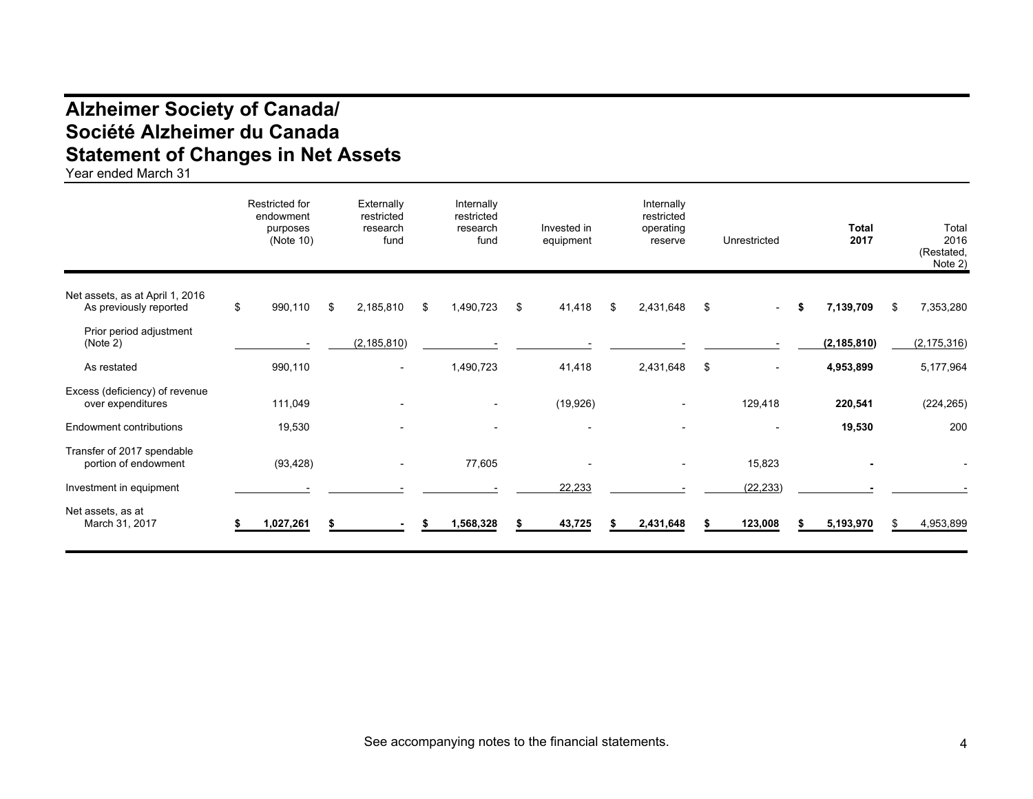# Alzheimer Society of Canada/
# Société Alzheimer du Canada
# Statement of Changes in Net Assets

Year ended March 31

| | Restricted for endowment purposes (Note 10) | Externally restricted research fund | Internally restricted research fund | Invested in equipment | Internally restricted operating reserve | Unrestricted | **Total 2017** | Total 2016 (Restated, Note 2) |
|---|---|---|---|---|---|---|---|---|
| Net assets, as at April 1, 2016 As previously reported | $ 990,110 | $ 2,185,810 | $ 1,490,723 | $ 41,418 | $ 2,431,648 | $ - | **$ 7,139,709** | $ 7,353,280 |
| Prior period adjustment (Note 2) | - | (2,185,810) | - | - | - | - | **(2,185,810)** | (2,175,316) |
| As restated | 990,110 | - | 1,490,723 | 41,418 | 2,431,648 | $ - | **4,953,899** | 5,177,964 |
| Excess (deficiency) of revenue over expenditures | 111,049 | - | - | (19,926) | - | 129,418 | **220,541** | (224,265) |
| Endowment contributions | 19,530 | - | - | - | - | - | **19,530** | 200 |
| Transfer of 2017 spendable portion of endowment | (93,428) | - | 77,605 | - | - | 15,823 | **-** | - |
| Investment in equipment | - | - | - | 22,233 | - | (22,233) | **-** | - |
| Net assets, as at March 31, 2017 | **$ 1,027,261** | **$ -** | **$ 1,568,328** | **$ 43,725** | **$ 2,431,648** | **$ 123,008** | **$ 5,193,970** | $ 4,953,899 |

See accompanying notes to the financial statements.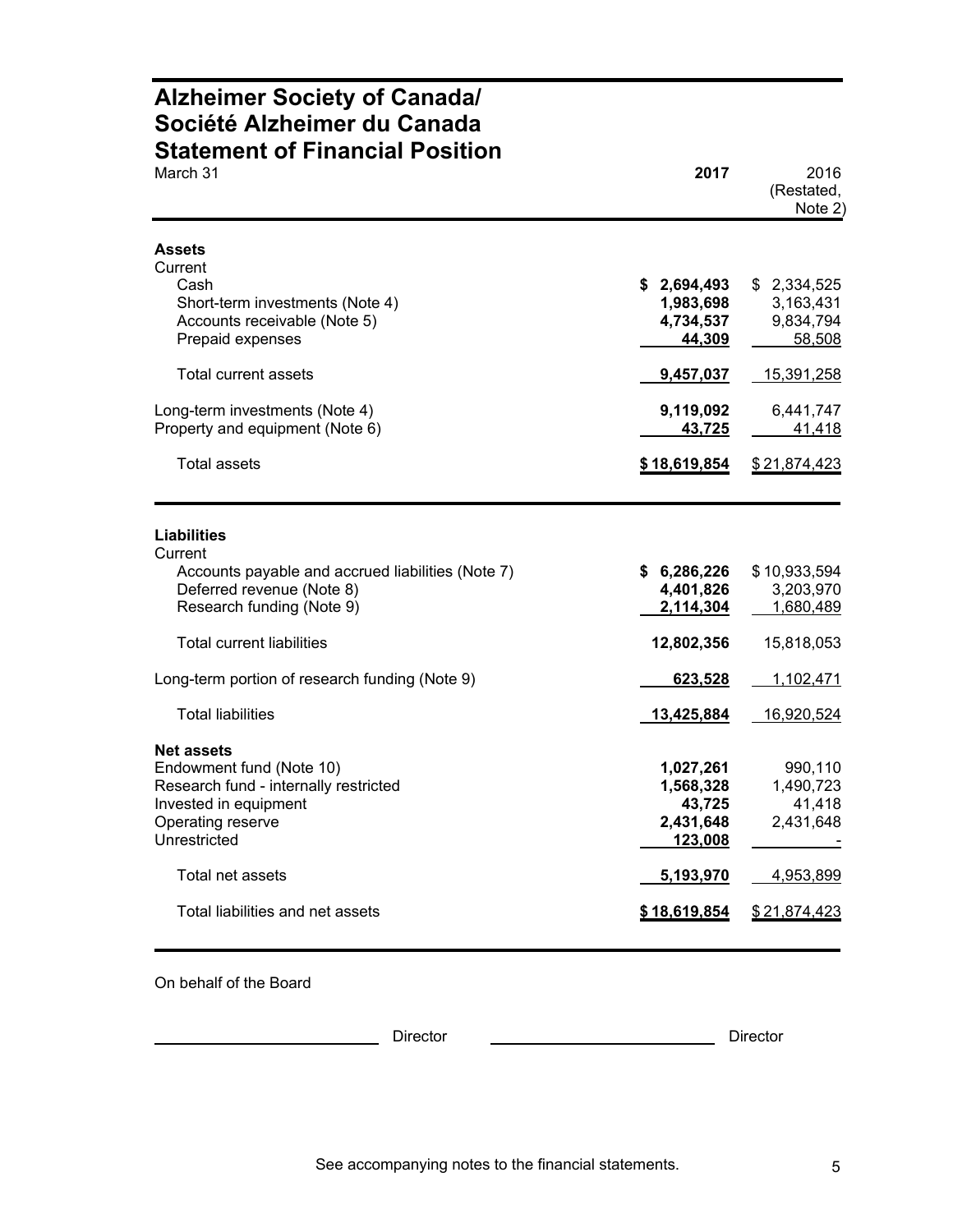# Alzheimer Society of Canada/ Société Alzheimer du Canada

## Statement of Financial Position

| March 31 | **2017** | 2016 (Restated, Note 2) |
|---|---|---|
| **Assets** | | |
| Current | | |
| Cash | **$ 2,694,493** | $ 2,334,525 |
| Short-term investments (Note 4) | **1,983,698** | 3,163,431 |
| Accounts receivable (Note 5) | **4,734,537** | 9,834,794 |
| Prepaid expenses | **44,309** | 58,508 |
| Total current assets | **9,457,037** | 15,391,258 |
| Long-term investments (Note 4) | **9,119,092** | 6,441,747 |
| Property and equipment (Note 6) | **43,725** | 41,418 |
| Total assets | **$ 18,619,854** | $ 21,874,423 |
| **Liabilities** | | |
| Current | | |
| Accounts payable and accrued liabilities (Note 7) | **$ 6,286,226** | $ 10,933,594 |
| Deferred revenue (Note 8) | **4,401,826** | 3,203,970 |
| Research funding (Note 9) | **2,114,304** | 1,680,489 |
| Total current liabilities | **12,802,356** | 15,818,053 |
| Long-term portion of research funding (Note 9) | **623,528** | 1,102,471 |
| Total liabilities | **13,425,884** | 16,920,524 |
| **Net assets** | | |
| Endowment fund (Note 10) | **1,027,261** | 990,110 |
| Research fund - internally restricted | **1,568,328** | 1,490,723 |
| Invested in equipment | **43,725** | 41,418 |
| Operating reserve | **2,431,648** | 2,431,648 |
| Unrestricted | **123,008** | - |
| Total net assets | **5,193,970** | 4,953,899 |
| Total liabilities and net assets | **$ 18,619,854** | $ 21,874,423 |

On behalf of the Board

_________________________ Director _________________________ Director

See accompanying notes to the financial statements.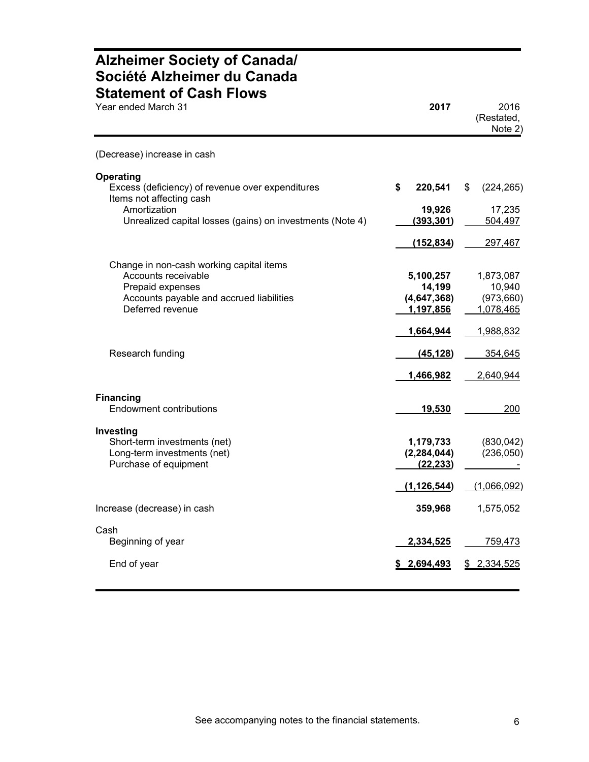# Alzheimer Society of Canada/ Société Alzheimer du Canada
## Statement of Cash Flows

| Year ended March 31 | 2017 | 2016 (Restated, Note 2) |
|---|---|---|
| (Decrease) increase in cash | | |
| **Operating** | | |
| Excess (deficiency) of revenue over expenditures | $ 220,541 | $ (224,265) |
| Items not affecting cash | | |
| Amortization | 19,926 | 17,235 |
| Unrealized capital losses (gains) on investments (Note 4) | (393,301) | 504,497 |
| | (152,834) | 297,467 |
| Change in non-cash working capital items | | |
| Accounts receivable | 5,100,257 | 1,873,087 |
| Prepaid expenses | 14,199 | 10,940 |
| Accounts payable and accrued liabilities | (4,647,368) | (973,660) |
| Deferred revenue | 1,197,856 | 1,078,465 |
| | 1,664,944 | 1,988,832 |
| Research funding | (45,128) | 354,645 |
| | 1,466,982 | 2,640,944 |
| **Financing** | | |
| Endowment contributions | 19,530 | 200 |
| **Investing** | | |
| Short-term investments (net) | 1,179,733 | (830,042) |
| Long-term investments (net) | (2,284,044) | (236,050) |
| Purchase of equipment | (22,233) | - |
| | (1,126,544) | (1,066,092) |
| Increase (decrease) in cash | 359,968 | 1,575,052 |
| Cash | | |
| Beginning of year | 2,334,525 | 759,473 |
| End of year | $ 2,694,493 | $ 2,334,525 |

See accompanying notes to the financial statements.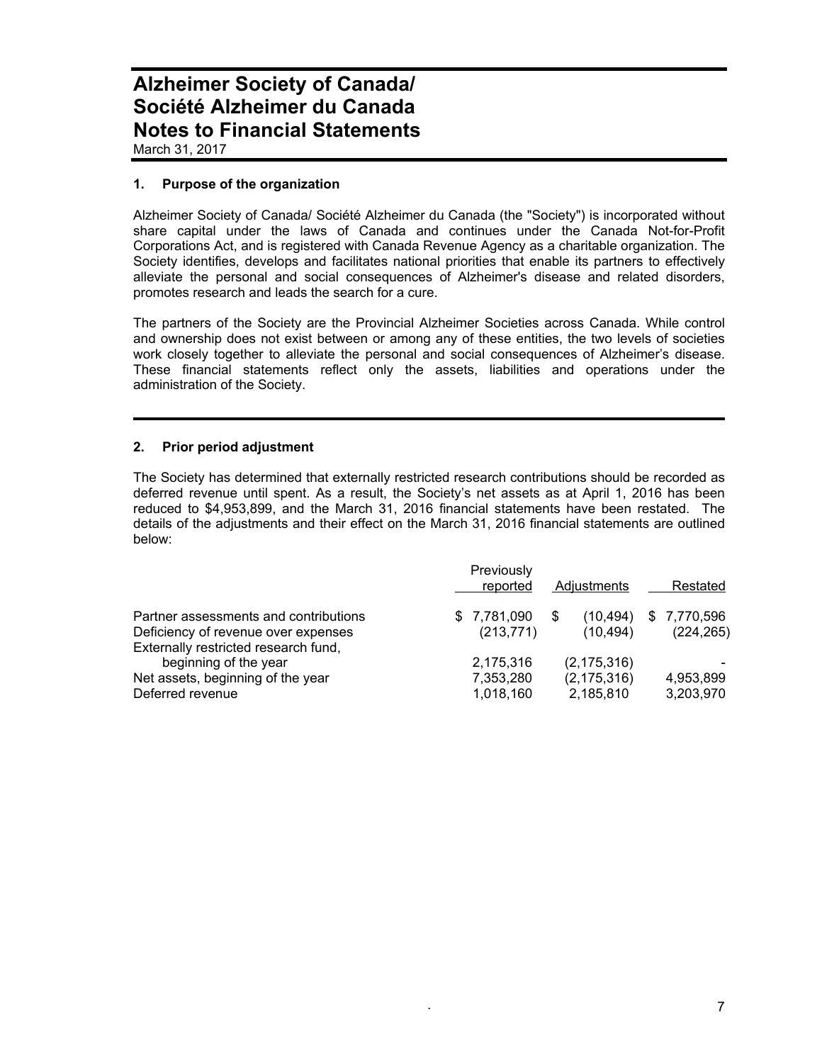# Alzheimer Society of Canada/ Société Alzheimer du Canada
# Notes to Financial Statements

March 31, 2017

## 1. Purpose of the organization

Alzheimer Society of Canada/ Société Alzheimer du Canada (the "Society") is incorporated without share capital under the laws of Canada and continues under the Canada Not-for-Profit Corporations Act, and is registered with Canada Revenue Agency as a charitable organization. The Society identifies, develops and facilitates national priorities that enable its partners to effectively alleviate the personal and social consequences of Alzheimer's disease and related disorders, promotes research and leads the search for a cure.

The partners of the Society are the Provincial Alzheimer Societies across Canada. While control and ownership does not exist between or among any of these entities, the two levels of societies work closely together to alleviate the personal and social consequences of Alzheimer's disease. These financial statements reflect only the assets, liabilities and operations under the administration of the Society.

## 2. Prior period adjustment

The Society has determined that externally restricted research contributions should be recorded as deferred revenue until spent. As a result, the Society's net assets as at April 1, 2016 has been reduced to $4,953,899, and the March 31, 2016 financial statements have been restated. The details of the adjustments and their effect on the March 31, 2016 financial statements are outlined below:

| | Previously reported | Adjustments | Restated |
|---|---|---|---|
| Partner assessments and contributions | $ 7,781,090 | $ (10,494) | $ 7,770,596 |
| Deficiency of revenue over expenses | (213,771) | (10,494) | (224,265) |
| Externally restricted research fund, beginning of the year | 2,175,316 | (2,175,316) | - |
| Net assets, beginning of the year | 7,353,280 | (2,175,316) | 4,953,899 |
| Deferred revenue | 1,018,160 | 2,185,810 | 3,203,970 |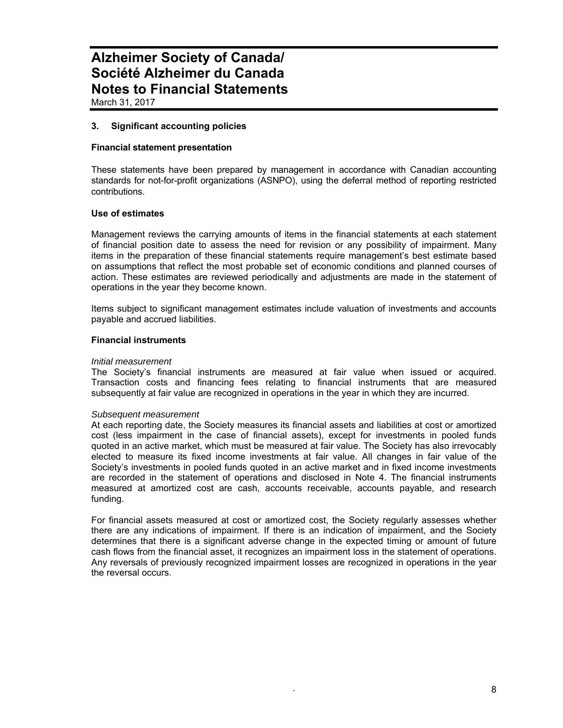# Alzheimer Society of Canada/ Société Alzheimer du Canada
# Notes to Financial Statements

March 31, 2017

## 3. Significant accounting policies

### Financial statement presentation

These statements have been prepared by management in accordance with Canadian accounting standards for not-for-profit organizations (ASNPO), using the deferral method of reporting restricted contributions.

### Use of estimates

Management reviews the carrying amounts of items in the financial statements at each statement of financial position date to assess the need for revision or any possibility of impairment. Many items in the preparation of these financial statements require management's best estimate based on assumptions that reflect the most probable set of economic conditions and planned courses of action. These estimates are reviewed periodically and adjustments are made in the statement of operations in the year they become known.

Items subject to significant management estimates include valuation of investments and accounts payable and accrued liabilities.

### Financial instruments

*Initial measurement*
The Society's financial instruments are measured at fair value when issued or acquired. Transaction costs and financing fees relating to financial instruments that are measured subsequently at fair value are recognized in operations in the year in which they are incurred.

*Subsequent measurement*
At each reporting date, the Society measures its financial assets and liabilities at cost or amortized cost (less impairment in the case of financial assets), except for investments in pooled funds quoted in an active market, which must be measured at fair value. The Society has also irrevocably elected to measure its fixed income investments at fair value. All changes in fair value of the Society's investments in pooled funds quoted in an active market and in fixed income investments are recorded in the statement of operations and disclosed in Note 4. The financial instruments measured at amortized cost are cash, accounts receivable, accounts payable, and research funding.

For financial assets measured at cost or amortized cost, the Society regularly assesses whether there are any indications of impairment. If there is an indication of impairment, and the Society determines that there is a significant adverse change in the expected timing or amount of future cash flows from the financial asset, it recognizes an impairment loss in the statement of operations. Any reversals of previously recognized impairment losses are recognized in operations in the year the reversal occurs.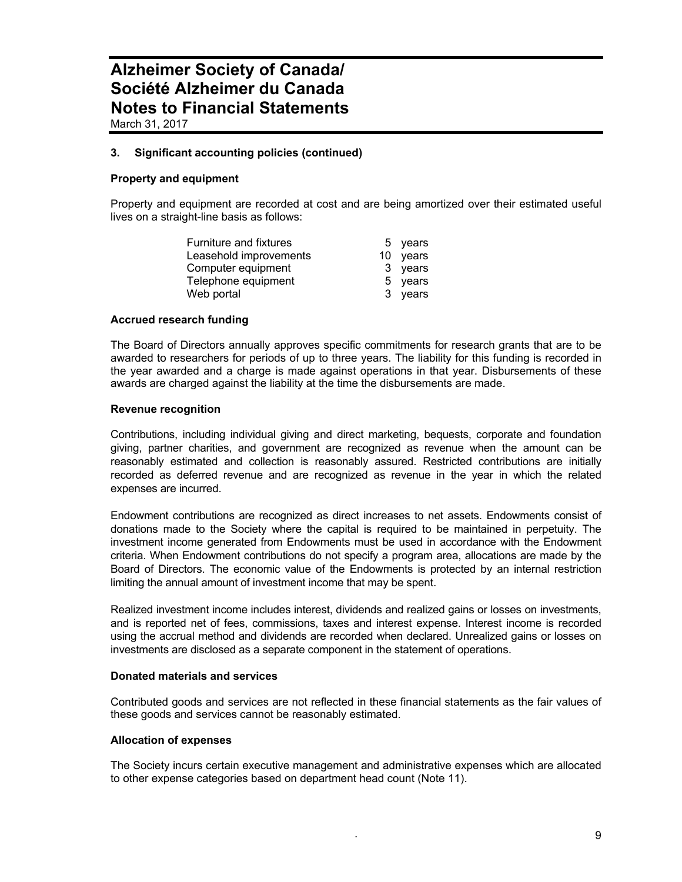# Alzheimer Society of Canada/ Société Alzheimer du Canada
# Notes to Financial Statements

March 31, 2017

**3. Significant accounting policies (continued)**

**Property and equipment**

Property and equipment are recorded at cost and are being amortized over their estimated useful lives on a straight-line basis as follows:

| | |
|---|---|
| Furniture and fixtures | 5 years |
| Leasehold improvements | 10 years |
| Computer equipment | 3 years |
| Telephone equipment | 5 years |
| Web portal | 3 years |

**Accrued research funding**

The Board of Directors annually approves specific commitments for research grants that are to be awarded to researchers for periods of up to three years. The liability for this funding is recorded in the year awarded and a charge is made against operations in that year. Disbursements of these awards are charged against the liability at the time the disbursements are made.

**Revenue recognition**

Contributions, including individual giving and direct marketing, bequests, corporate and foundation giving, partner charities, and government are recognized as revenue when the amount can be reasonably estimated and collection is reasonably assured. Restricted contributions are initially recorded as deferred revenue and are recognized as revenue in the year in which the related expenses are incurred.

Endowment contributions are recognized as direct increases to net assets. Endowments consist of donations made to the Society where the capital is required to be maintained in perpetuity. The investment income generated from Endowments must be used in accordance with the Endowment criteria. When Endowment contributions do not specify a program area, allocations are made by the Board of Directors. The economic value of the Endowments is protected by an internal restriction limiting the annual amount of investment income that may be spent.

Realized investment income includes interest, dividends and realized gains or losses on investments, and is reported net of fees, commissions, taxes and interest expense. Interest income is recorded using the accrual method and dividends are recorded when declared. Unrealized gains or losses on investments are disclosed as a separate component in the statement of operations.

**Donated materials and services**

Contributed goods and services are not reflected in these financial statements as the fair values of these goods and services cannot be reasonably estimated.

**Allocation of expenses**

The Society incurs certain executive management and administrative expenses which are allocated to other expense categories based on department head count (Note 11).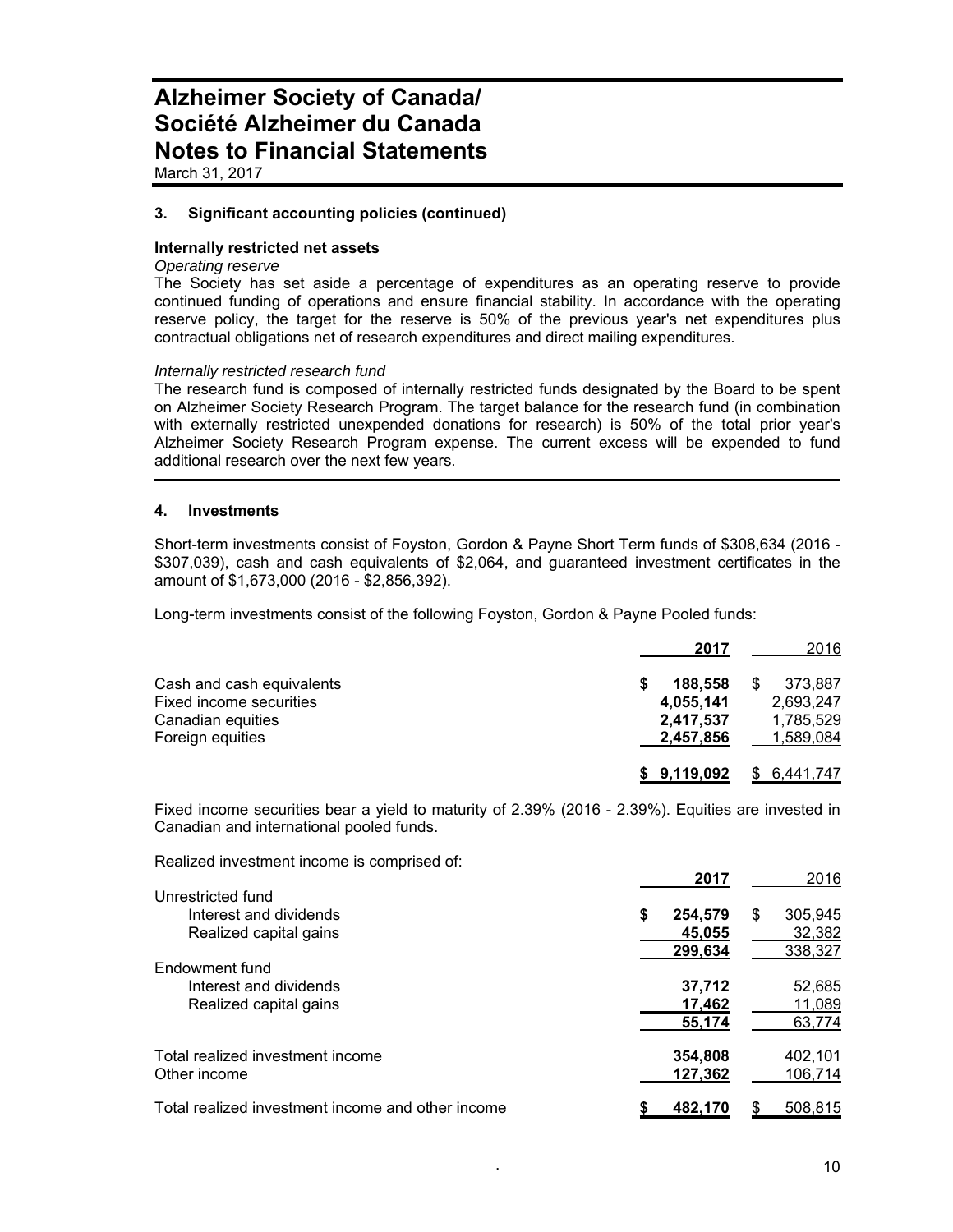# Alzheimer Society of Canada/ Société Alzheimer du Canada Notes to Financial Statements

March 31, 2017

### 3. Significant accounting policies (continued)

**Internally restricted net assets**

*Operating reserve*

The Society has set aside a percentage of expenditures as an operating reserve to provide continued funding of operations and ensure financial stability. In accordance with the operating reserve policy, the target for the reserve is 50% of the previous year's net expenditures plus contractual obligations net of research expenditures and direct mailing expenditures.

*Internally restricted research fund*

The research fund is composed of internally restricted funds designated by the Board to be spent on Alzheimer Society Research Program. The target balance for the research fund (in combination with externally restricted unexpended donations for research) is 50% of the total prior year's Alzheimer Society Research Program expense. The current excess will be expended to fund additional research over the next few years.

### 4. Investments

Short-term investments consist of Foyston, Gordon & Payne Short Term funds of $308,634 (2016 - $307,039), cash and cash equivalents of $2,064, and guaranteed investment certificates in the amount of $1,673,000 (2016 - $2,856,392).

Long-term investments consist of the following Foyston, Gordon & Payne Pooled funds:

| | **2017** | 2016 |
|---|---|---|
| Cash and cash equivalents | **$ 188,558** | $ 373,887 |
| Fixed income securities | **4,055,141** | 2,693,247 |
| Canadian equities | **2,417,537** | 1,785,529 |
| Foreign equities | **2,457,856** | 1,589,084 |
| | **$ 9,119,092** | $ 6,441,747 |

Fixed income securities bear a yield to maturity of 2.39% (2016 - 2.39%). Equities are invested in Canadian and international pooled funds.

Realized investment income is comprised of:

| | **2017** | 2016 |
|---|---|---|
| Unrestricted fund | | |
| Interest and dividends | **$ 254,579** | $ 305,945 |
| Realized capital gains | **45,055** | 32,382 |
| | **299,634** | 338,327 |
| Endowment fund | | |
| Interest and dividends | **37,712** | 52,685 |
| Realized capital gains | **17,462** | 11,089 |
| | **55,174** | 63,774 |
| Total realized investment income | **354,808** | 402,101 |
| Other income | **127,362** | 106,714 |
| Total realized investment income and other income | **$ 482,170** | $ 508,815 |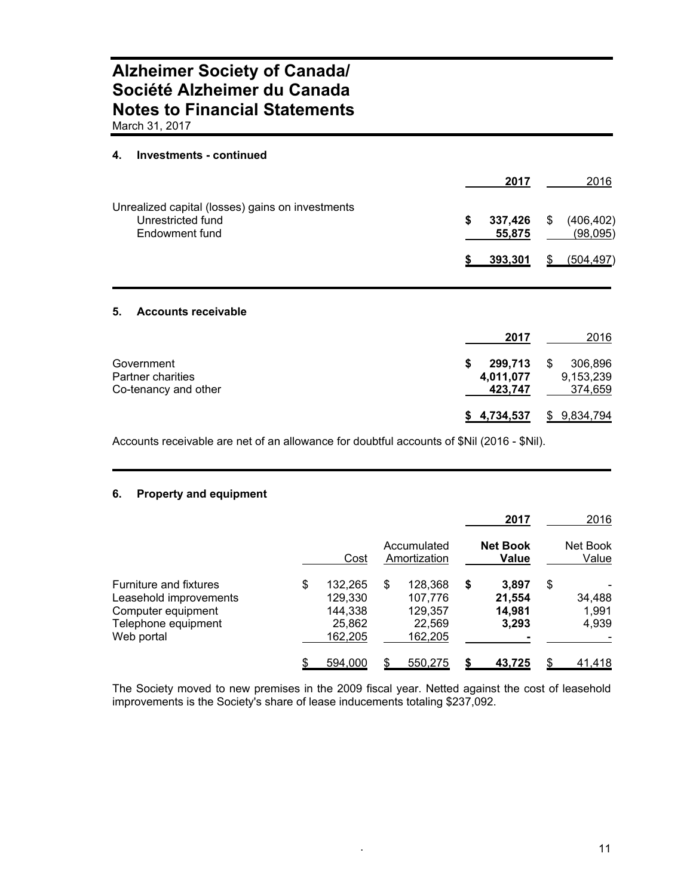# Alzheimer Society of Canada/ Société Alzheimer du Canada Notes to Financial Statements

March 31, 2017

## 4. Investments - continued

| | 2017 | 2016 |
|---|---|---|
| Unrealized capital (losses) gains on investments | | |
| Unrestricted fund | $ 337,426 | $ (406,402) |
| Endowment fund | 55,875 | (98,095) |
| | $ 393,301 | $ (504,497) |

## 5. Accounts receivable

| | 2017 | 2016 |
|---|---|---|
| Government | $ 299,713 | $ 306,896 |
| Partner charities | 4,011,077 | 9,153,239 |
| Co-tenancy and other | 423,747 | 374,659 |
| | $ 4,734,537 | $ 9,834,794 |

Accounts receivable are net of an allowance for doubtful accounts of $Nil (2016 - $Nil).

## 6. Property and equipment

| | | | 2017 | 2016 |
|---|---|---|---|---|
| | Cost | Accumulated Amortization | Net Book Value | Net Book Value |
| Furniture and fixtures | $ 132,265 | $ 128,368 | $ 3,897 | $ - |
| Leasehold improvements | 129,330 | 107,776 | 21,554 | 34,488 |
| Computer equipment | 144,338 | 129,357 | 14,981 | 1,991 |
| Telephone equipment | 25,862 | 22,569 | 3,293 | 4,939 |
| Web portal | 162,205 | 162,205 | - | - |
| | $ 594,000 | $ 550,275 | $ 43,725 | $ 41,418 |

The Society moved to new premises in the 2009 fiscal year. Netted against the cost of leasehold improvements is the Society's share of lease inducements totaling $237,092.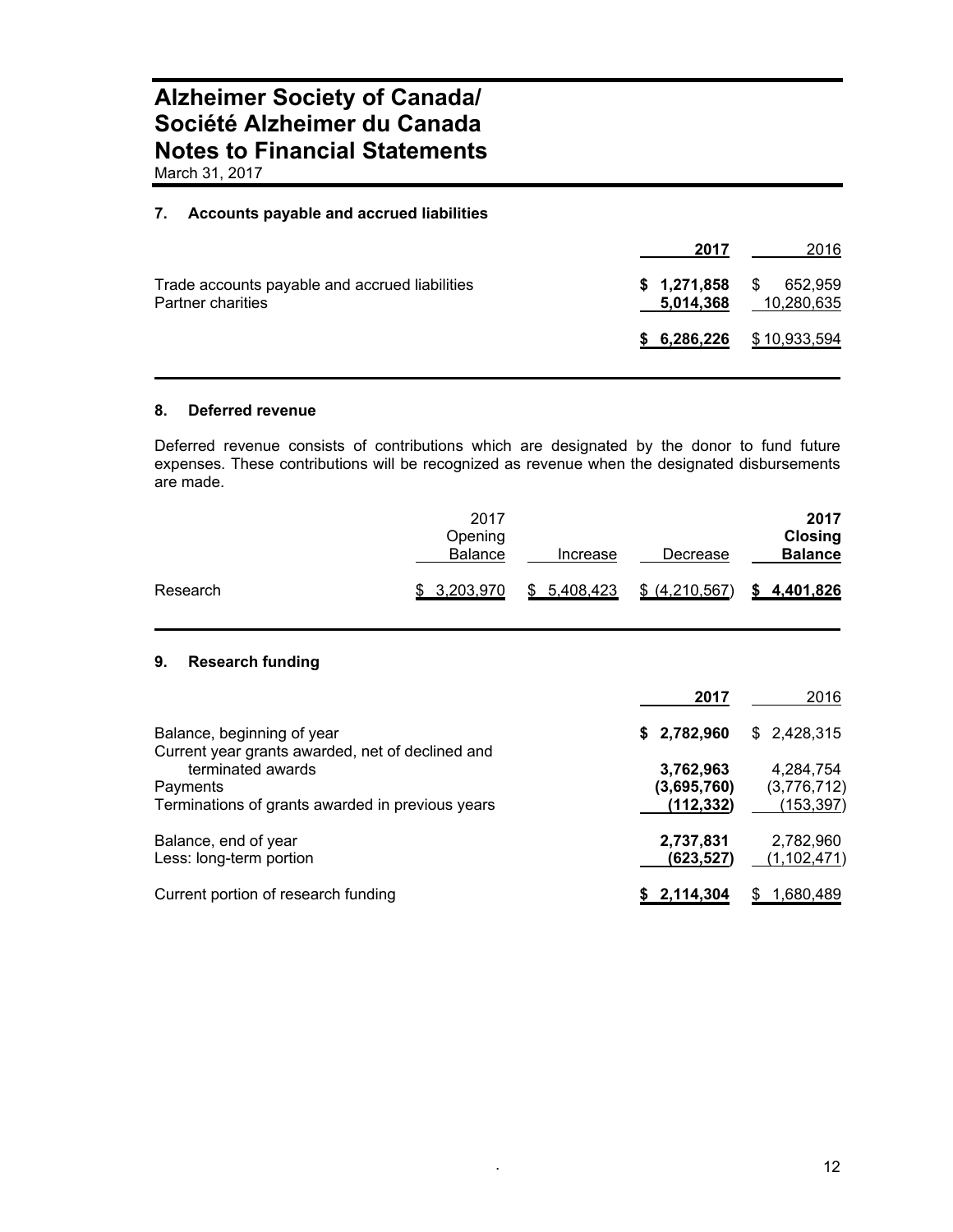# Alzheimer Society of Canada/ Société Alzheimer du Canada
# Notes to Financial Statements

March 31, 2017

## 7. Accounts payable and accrued liabilities

| | **2017** | 2016 |
|---|---|---|
| Trade accounts payable and accrued liabilities | **$ 1,271,858** | $ 652,959 |
| Partner charities | **5,014,368** | 10,280,635 |
| | **$ 6,286,226** | $ 10,933,594 |

## 8. Deferred revenue

Deferred revenue consists of contributions which are designated by the donor to fund future expenses. These contributions will be recognized as revenue when the designated disbursements are made.

| | 2017 Opening Balance | Increase | Decrease | **2017 Closing Balance** |
|---|---|---|---|---|
| Research | $ 3,203,970 | $ 5,408,423 | $ (4,210,567) | **$ 4,401,826** |

## 9. Research funding

| | **2017** | 2016 |
|---|---|---|
| Balance, beginning of year | **$ 2,782,960** | $ 2,428,315 |
| Current year grants awarded, net of declined and terminated awards | **3,762,963** | 4,284,754 |
| Payments | **(3,695,760)** | (3,776,712) |
| Terminations of grants awarded in previous years | **(112,332)** | (153,397) |
| Balance, end of year | **2,737,831** | 2,782,960 |
| Less: long-term portion | **(623,527)** | (1,102,471) |
| Current portion of research funding | **$ 2,114,304** | $ 1,680,489 |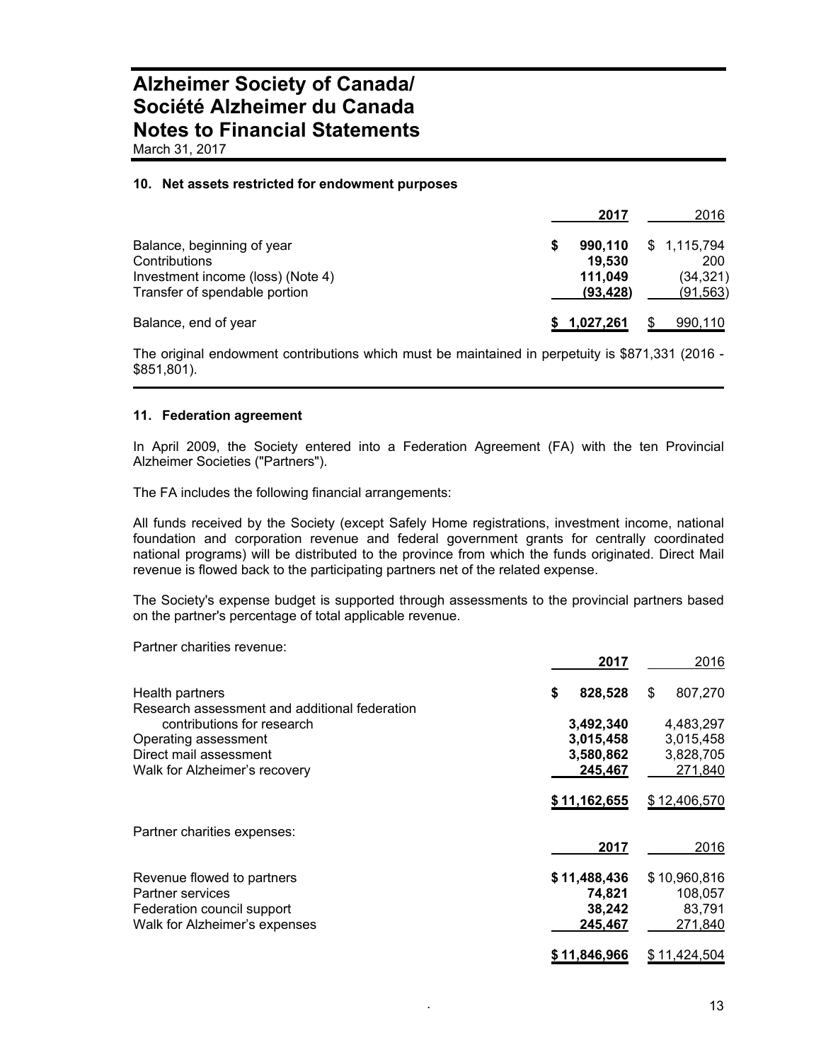# Alzheimer Society of Canada/ Société Alzheimer du Canada
# Notes to Financial Statements

March 31, 2017

## 10. Net assets restricted for endowment purposes

| | 2017 | 2016 |
|---|---|---|
| Balance, beginning of year | $ 990,110 | $ 1,115,794 |
| Contributions | 19,530 | 200 |
| Investment income (loss) (Note 4) | 111,049 | (34,321) |
| Transfer of spendable portion | (93,428) | (91,563) |
| Balance, end of year | $ 1,027,261 | $ 990,110 |

The original endowment contributions which must be maintained in perpetuity is $871,331 (2016 - $851,801).

## 11. Federation agreement

In April 2009, the Society entered into a Federation Agreement (FA) with the ten Provincial Alzheimer Societies ("Partners").

The FA includes the following financial arrangements:

All funds received by the Society (except Safely Home registrations, investment income, national foundation and corporation revenue and federal government grants for centrally coordinated national programs) will be distributed to the province from which the funds originated. Direct Mail revenue is flowed back to the participating partners net of the related expense.

The Society's expense budget is supported through assessments to the provincial partners based on the partner's percentage of total applicable revenue.

Partner charities revenue:

| | 2017 | 2016 |
|---|---|---|
| Health partners | $ 828,528 | $ 807,270 |
| Research assessment and additional federation contributions for research | 3,492,340 | 4,483,297 |
| Operating assessment | 3,015,458 | 3,015,458 |
| Direct mail assessment | 3,580,862 | 3,828,705 |
| Walk for Alzheimer's recovery | 245,467 | 271,840 |
| | $ 11,162,655 | $ 12,406,570 |

Partner charities expenses:

| | 2017 | 2016 |
|---|---|---|
| Revenue flowed to partners | $ 11,488,436 | $ 10,960,816 |
| Partner services | 74,821 | 108,057 |
| Federation council support | 38,242 | 83,791 |
| Walk for Alzheimer's expenses | 245,467 | 271,840 |
| | $ 11,846,966 | $ 11,424,504 |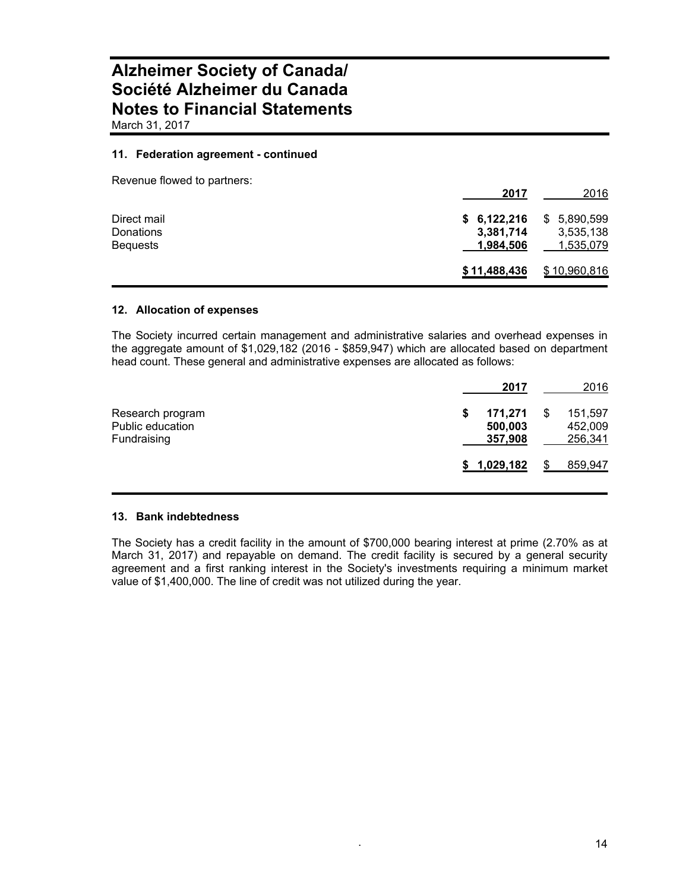# Alzheimer Society of Canada/ Société Alzheimer du Canada Notes to Financial Statements

March 31, 2017

### 11. Federation agreement - continued

Revenue flowed to partners:

| | 2017 | 2016 |
|---|---|---|
| Direct mail | $ 6,122,216 | $ 5,890,599 |
| Donations | 3,381,714 | 3,535,138 |
| Bequests | 1,984,506 | 1,535,079 |
| | $ 11,488,436 | $ 10,960,816 |

### 12. Allocation of expenses

The Society incurred certain management and administrative salaries and overhead expenses in the aggregate amount of $1,029,182 (2016 - $859,947) which are allocated based on department head count. These general and administrative expenses are allocated as follows:

| | 2017 | 2016 |
|---|---|---|
| Research program | $ 171,271 | $ 151,597 |
| Public education | 500,003 | 452,009 |
| Fundraising | 357,908 | 256,341 |
| | $ 1,029,182 | $ 859,947 |

### 13. Bank indebtedness

The Society has a credit facility in the amount of $700,000 bearing interest at prime (2.70% as at March 31, 2017) and repayable on demand. The credit facility is secured by a general security agreement and a first ranking interest in the Society's investments requiring a minimum market value of $1,400,000. The line of credit was not utilized during the year.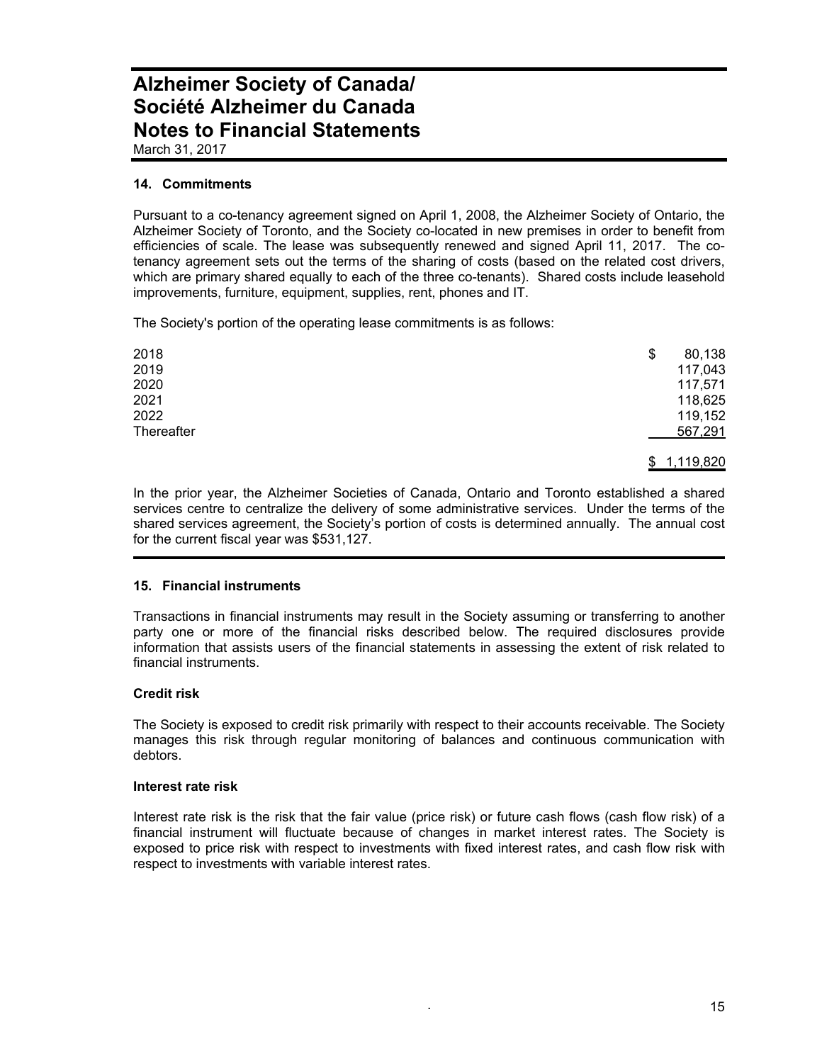# Alzheimer Society of Canada/ Société Alzheimer du Canada
# Notes to Financial Statements

March 31, 2017

### 14. Commitments

Pursuant to a co-tenancy agreement signed on April 1, 2008, the Alzheimer Society of Ontario, the Alzheimer Society of Toronto, and the Society co-located in new premises in order to benefit from efficiencies of scale. The lease was subsequently renewed and signed April 11, 2017. The co-tenancy agreement sets out the terms of the sharing of costs (based on the related cost drivers, which are primary shared equally to each of the three co-tenants). Shared costs include leasehold improvements, furniture, equipment, supplies, rent, phones and IT.

The Society's portion of the operating lease commitments is as follows:

| | |
|---|---|
| 2018 | $ 80,138 |
| 2019 | 117,043 |
| 2020 | 117,571 |
| 2021 | 118,625 |
| 2022 | 119,152 |
| Thereafter | 567,291 |
| | $ 1,119,820 |

In the prior year, the Alzheimer Societies of Canada, Ontario and Toronto established a shared services centre to centralize the delivery of some administrative services. Under the terms of the shared services agreement, the Society's portion of costs is determined annually. The annual cost for the current fiscal year was $531,127.

### 15. Financial instruments

Transactions in financial instruments may result in the Society assuming or transferring to another party one or more of the financial risks described below. The required disclosures provide information that assists users of the financial statements in assessing the extent of risk related to financial instruments.

#### Credit risk

The Society is exposed to credit risk primarily with respect to their accounts receivable. The Society manages this risk through regular monitoring of balances and continuous communication with debtors.

#### Interest rate risk

Interest rate risk is the risk that the fair value (price risk) or future cash flows (cash flow risk) of a financial instrument will fluctuate because of changes in market interest rates. The Society is exposed to price risk with respect to investments with fixed interest rates, and cash flow risk with respect to investments with variable interest rates.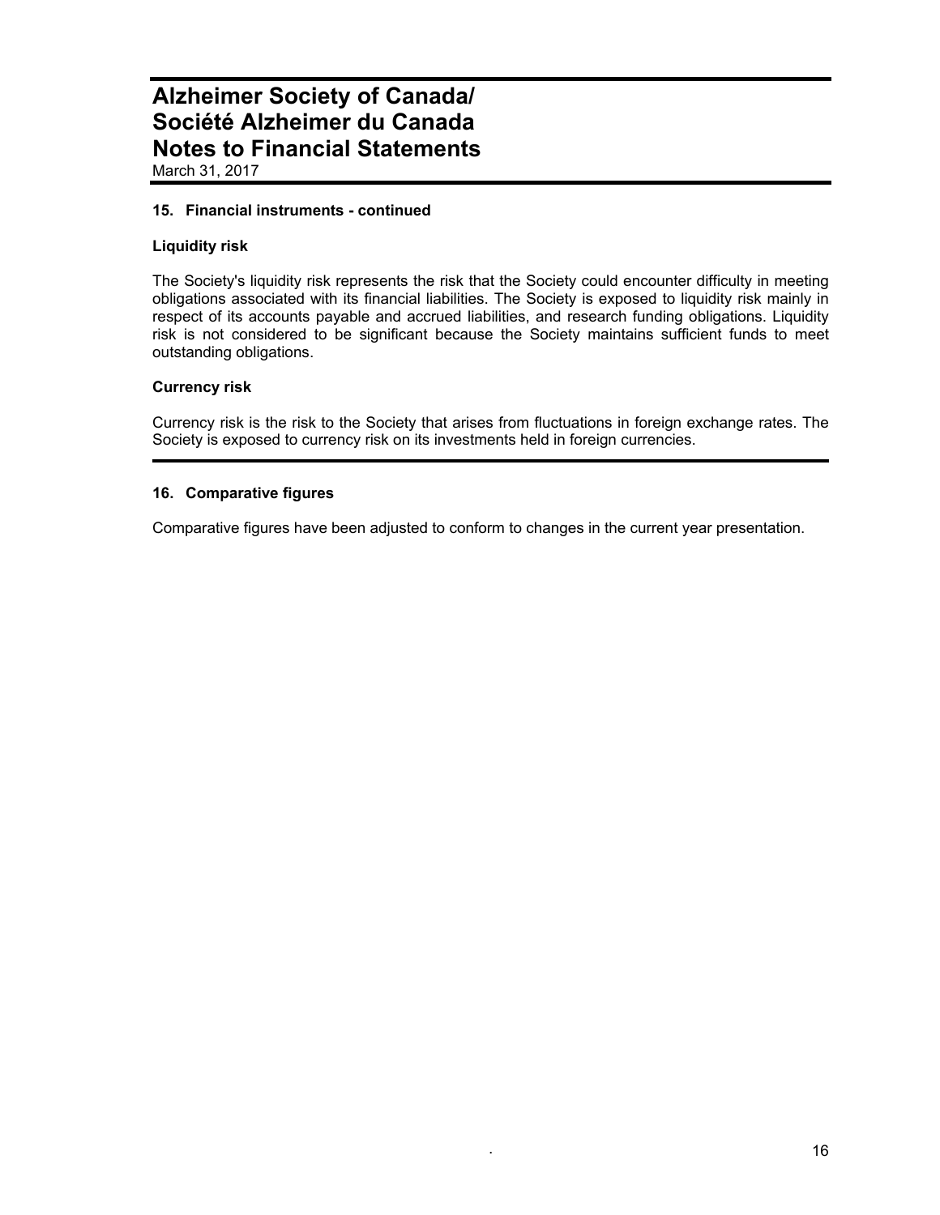### 15. Financial instruments - continued

**Liquidity risk**

The Society's liquidity risk represents the risk that the Society could encounter difficulty in meeting obligations associated with its financial liabilities. The Society is exposed to liquidity risk mainly in respect of its accounts payable and accrued liabilities, and research funding obligations. Liquidity risk is not considered to be significant because the Society maintains sufficient funds to meet outstanding obligations.

**Currency risk**

Currency risk is the risk to the Society that arises from fluctuations in foreign exchange rates. The Society is exposed to currency risk on its investments held in foreign currencies.

### 16. Comparative figures

Comparative figures have been adjusted to conform to changes in the current year presentation.